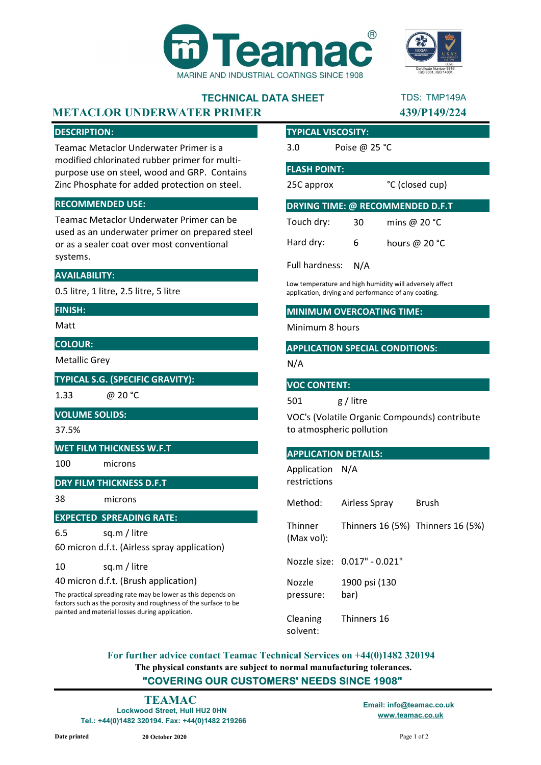# Teamac

MARINE AND INDUSTRIAL COATINGS SINCE 1908

Certificate Number 6816 ISO 9001, ISO 14001

**TECHNICAL DATA SHEET** TDS: TMP149A

# METACLOR UNDERWATER PRIMER

**439/P149/224**

## DESCRIPTION:

Teamac Metaclor Underwater Primer is a modified chlorinated rubber primer for multi-purpose use on steel, wood and GRP. Contains Zinc Phosphate for added protection on steel.

## RECOMMENDED USE:

Teamac Metaclor Underwater Primer can be used as an underwater primer on prepared steel or as a sealer coat over most conventional systems.

## AVAILABILITY:

0.5 litre, 1 litre, 2.5 litre, 5 litre

## FINISH:

Matt

## COLOUR:

Metallic Grey

## TYPICAL S.G. (SPECIFIC GRAVITY):

1.33 @ 20 °C

## VOLUME SOLIDS:

37.5%

## WET FILM THICKNESS W.F.T

100 microns

## DRY FILM THICKNESS D.F.T

38 microns

## EXPECTED SPREADING RATE:

6.5 sq.m / litre

60 micron d.f.t. (Airless spray application)

10 sq.m / litre

40 micron d.f.t. (Brush application)

The practical spreading rate may be lower as this depends on factors such as the porosity and roughness of the surface to be painted and material losses during application.

## TYPICAL VISCOSITY:

3.0 Poise @ 25 °C

## FLASH POINT:

25C approx °C (closed cup)

## DRYING TIME: @ RECOMMENDED D.F.T

| | | |
|---|---|---|
| Touch dry: | 30 | mins @ 20 °C |
| Hard dry: | 6 | hours @ 20 °C |
| Full hardness: | N/A | |

Low temperature and high humidity will adversely affect application, drying and performance of any coating.

## MINIMUM OVERCOATING TIME:

Minimum 8 hours

## APPLICATION SPECIAL CONDITIONS:

N/A

## VOC CONTENT:

501 g / litre

VOC's (Volatile Organic Compounds) contribute to atmospheric pollution

## APPLICATION DETAILS:

| | | |
|---|---|---|
| Application restrictions | N/A | |
| Method: | Airless Spray | Brush |
| Thinner (Max vol): | Thinners 16 (5%) | Thinners 16 (5%) |
| Nozzle size: | 0.017" - 0.021" | |
| Nozzle pressure: | 1900 psi (130 bar) | |
| Cleaning solvent: | Thinners 16 | |

**For further advice contact Teamac Technical Services on +44(0)1482 320194**

**The physical constants are subject to normal manufacturing tolerances.**

**"COVERING OUR CUSTOMERS' NEEDS SINCE 1908"**

**TEAMAC**
Lockwood Street, Hull HU2 0HN
Tel.: +44(0)1482 320194. Fax: +44(0)1482 219266

Email: info@teamac.co.uk
www.teamac.co.uk

**Date printed** 20 October 2020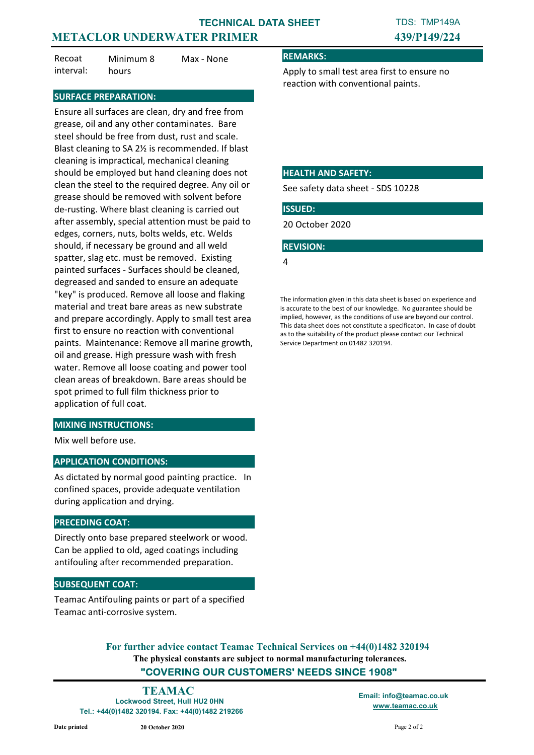Recoat interval: Minimum 8 hours Max - None

## SURFACE PREPARATION:

Ensure all surfaces are clean, dry and free from grease, oil and any other contaminates. Bare steel should be free from dust, rust and scale. Blast cleaning to SA 2½ is recommended. If blast cleaning is impractical, mechanical cleaning should be employed but hand cleaning does not clean the steel to the required degree. Any oil or grease should be removed with solvent before de-rusting. Where blast cleaning is carried out after assembly, special attention must be paid to edges, corners, nuts, bolts welds, etc. Welds should, if necessary be ground and all weld spatter, slag etc. must be removed. Existing painted surfaces - Surfaces should be cleaned, degreased and sanded to ensure an adequate "key" is produced. Remove all loose and flaking material and treat bare areas as new substrate and prepare accordingly. Apply to small test area first to ensure no reaction with conventional paints. Maintenance: Remove all marine growth, oil and grease. High pressure wash with fresh water. Remove all loose coating and power tool clean areas of breakdown. Bare areas should be spot primed to full film thickness prior to application of full coat.

## MIXING INSTRUCTIONS:

Mix well before use.

## APPLICATION CONDITIONS:

As dictated by normal good painting practice. In confined spaces, provide adequate ventilation during application and drying.

## PRECEDING COAT:

Directly onto base prepared steelwork or wood. Can be applied to old, aged coatings including antifouling after recommended preparation.

## SUBSEQUENT COAT:

Teamac Antifouling paints or part of a specified Teamac anti-corrosive system.

## REMARKS:

Apply to small test area first to ensure no reaction with conventional paints.

## HEALTH AND SAFETY:

See safety data sheet - SDS 10228

## ISSUED:

20 October 2020

## REVISION:

4

The information given in this data sheet is based on experience and is accurate to the best of our knowledge. No guarantee should be implied, however, as the conditions of use are beyond our control. This data sheet does not constitute a specificaton. In case of doubt as to the suitability of the product please contact our Technical Service Department on 01482 320194.

**For further advice contact Teamac Technical Services on +44(0)1482 320194**

**The physical constants are subject to normal manufacturing tolerances.**

**"COVERING OUR CUSTOMERS' NEEDS SINCE 1908"**